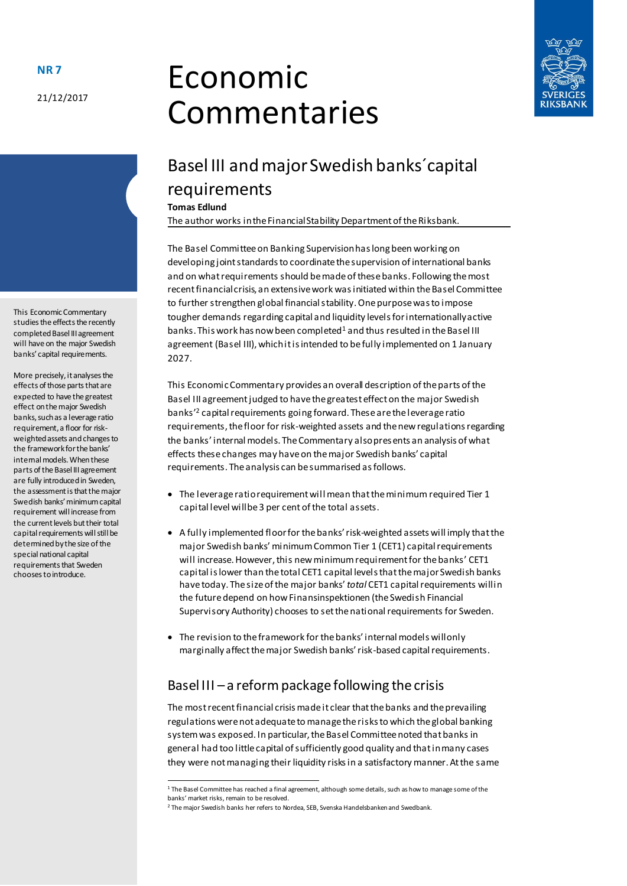NR 7

21/12/2017

# Economic Commentaries

## Basel III and major Swedish banks´capital requirements

**Tomas Edlund**

The author works in the Financial Stability Department of the Riksbank.

This Economic Commentary studies the effects the recently completed Basel III agreement will have on the major Swedish banks' capital requirements.

More precisely, it analyses the effects of those parts that are expected to have the greatest effect on the major Swedish banks, such as a leverage ratio requirement, a floor for risk-weighted assets and changes to the framework for the banks' internal models. When these parts of the Basel III agreement are fully introduced in Sweden, the assessment is that the major Swedish banks' minimum capital requirement will increase from the current levels but their total capital requirements will still be determined by the size of the special national capital requirements that Sweden chooses to introduce.

The Basel Committee on Banking Supervision has long been working on developing joint standards to coordinate the supervision of international banks and on what requirements should be made of these banks. Following the most recent financial crisis, an extensive work was initiated within the Basel Committee to further strengthen global financial stability. One purpose was to impose tougher demands regarding capital and liquidity levels for internationally active banks. This work has now been completed[1] and thus resulted in the Basel III agreement (Basel III), which it is intended to be fully implemented on 1 January 2027.

This Economic Commentary provides an overall description of the parts of the Basel III agreement judged to have the greatest effect on the major Swedish banks'[2] capital requirements going forward. These are the leverage ratio requirements, the floor for risk-weighted assets and the new regulations regarding the banks' internal models. The Commentary also presents an analysis of what effects these changes may have on the major Swedish banks' capital requirements. The analysis can be summarised as follows.

- The leverage ratio requirement will mean that the minimum required Tier 1 capital level will be 3 per cent of the total assets.
- A fully implemented floor for the banks' risk-weighted assets will imply that the major Swedish banks' minimum Common Tier 1 (CET1) capital requirements will increase. However, this new minimum requirement for the banks' CET1 capital is lower than the total CET1 capital levels that the major Swedish banks have today. The size of the major banks' *total* CET1 capital requirements will in the future depend on how Finansinspektionen (the Swedish Financial Supervisory Authority) chooses to set the national requirements for Sweden.
- The revision to the framework for the banks' internal models will only marginally affect the major Swedish banks' risk-based capital requirements.

## Basel III – a reform package following the crisis

The most recent financial crisis made it clear that the banks and the prevailing regulations were not adequate to manage the risks to which the global banking system was exposed. In particular, the Basel Committee noted that banks in general had too little capital of sufficiently good quality and that in many cases they were not managing their liquidity risks in a satisfactory manner. At the same

[1] The Basel Committee has reached a final agreement, although some details, such as how to manage some of the banks' market risks, remain to be resolved.

[2] The major Swedish banks her refers to Nordea, SEB, Svenska Handelsbanken and Swedbank.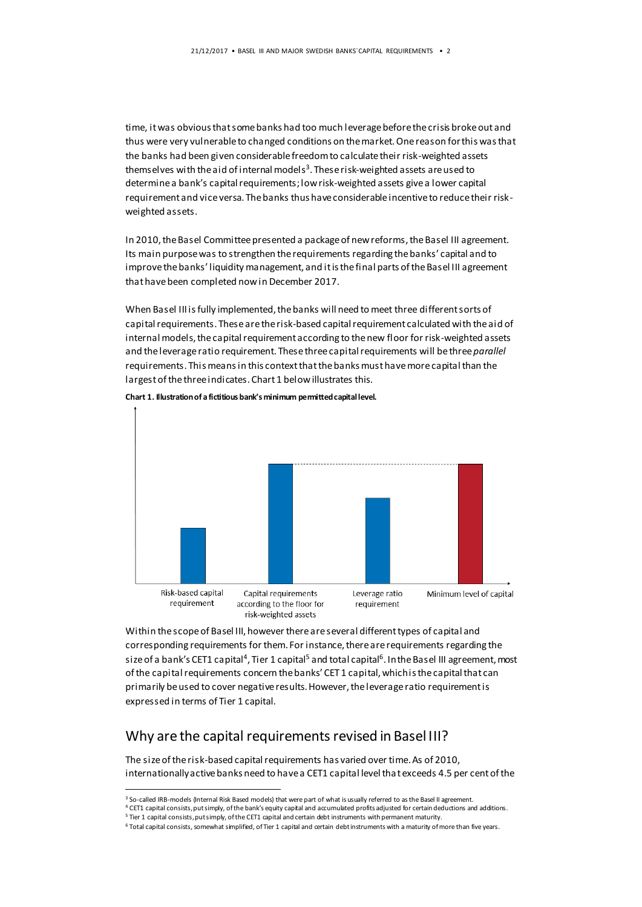time, it was obvious that some banks had too much leverage before the crisis broke out and thus were very vulnerable to changed conditions on the market. One reason for this was that the banks had been given considerable freedom to calculate their risk-weighted assets themselves with the aid of internal models[3]. These risk-weighted assets are used to determine a bank's capital requirements; low risk-weighted assets give a lower capital requirement and vice versa. The banks thus have considerable incentive to reduce their risk-weighted assets.

In 2010, the Basel Committee presented a package of new reforms, the Basel III agreement. Its main purpose was to strengthen the requirements regarding the banks' capital and to improve the banks' liquidity management, and it is the final parts of the Basel III agreement that have been completed now in December 2017.

When Basel III is fully implemented, the banks will need to meet three different sorts of capital requirements. These are the risk-based capital requirement calculated with the aid of internal models, the capital requirement according to the new floor for risk-weighted assets and the leverage ratio requirement. These three capital requirements will be three *parallel* requirements. This means in this context that the banks must have more capital than the largest of the three indicates. Chart 1 below illustrates this.

**Chart 1. Illustration of a fictitious bank's minimum permitted capital level.**

Risk-based capital requirement | Capital requirements according to the floor for risk-weighted assets | Leverage ratio requirement | Minimum level of capital

Within the scope of Basel III, however there are several different types of capital and corresponding requirements for them. For instance, there are requirements regarding the size of a bank's CET1 capital[4], Tier 1 capital[5] and total capital[6]. In the Basel III agreement, most of the capital requirements concern the banks' CET1 capital, which is the capital that can primarily be used to cover negative results. However, the leverage ratio requirement is expressed in terms of Tier 1 capital.

## Why are the capital requirements revised in Basel III?

The size of the risk-based capital requirements has varied over time. As of 2010, internationally active banks need to have a CET1 capital level that exceeds 4.5 per cent of the

---

[3] So-called IRB-models (Internal Risk Based models) that were part of what is usually referred to as the Basel II agreement.

[4] CET1 capital consists, put simply, of the bank's equity capital and accumulated profits adjusted for certain deductions and additions.

[5] Tier 1 capital consists, put simply, of the CET1 capital and certain debt instruments with permanent maturity.

[6] Total capital consists, somewhat simplified, of Tier 1 capital and certain debt instruments with a maturity of more than five years.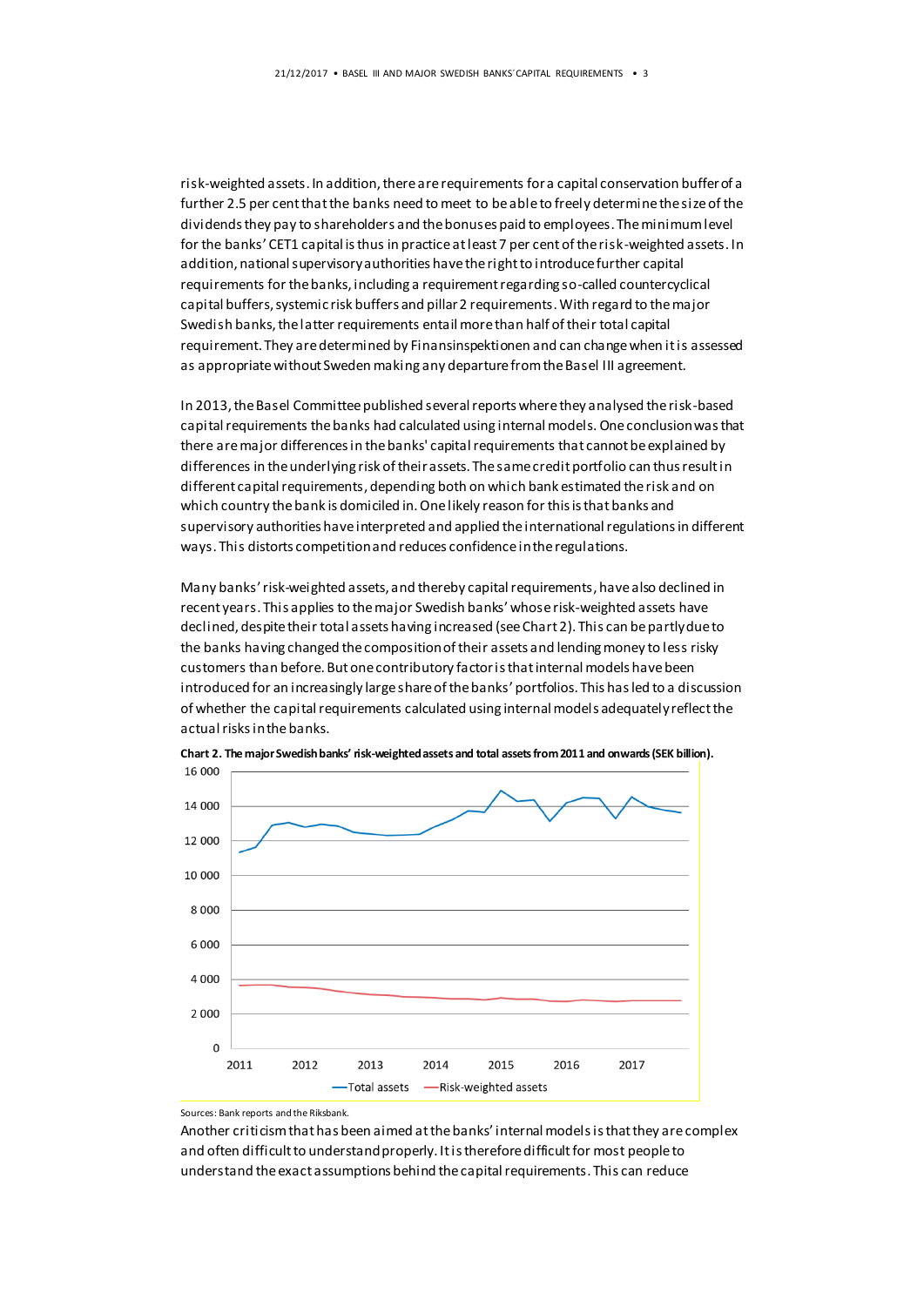risk-weighted assets. In addition, there are requirements for a capital conservation buffer of a further 2.5 per cent that the banks need to meet to be able to freely determine the size of the dividends they pay to shareholders and the bonuses paid to employees. The minimum level for the banks' CET1 capital is thus in practice at least 7 per cent of the risk-weighted assets. In addition, national supervisory authorities have the right to introduce further capital requirements for the banks, including a requirement regarding so-called countercyclical capital buffers, systemic risk buffers and pillar 2 requirements. With regard to the major Swedish banks, the latter requirements entail more than half of their total capital requirement. They are determined by Finansinspektionen and can change when it is assessed as appropriate without Sweden making any departure from the Basel III agreement.

In 2013, the Basel Committee published several reports where they analysed the risk-based capital requirements the banks had calculated using internal models. One conclusion was that there are major differences in the banks' capital requirements that cannot be explained by differences in the underlying risk of their assets. The same credit portfolio can thus result in different capital requirements, depending both on which bank estimated the risk and on which country the bank is domiciled in. One likely reason for this is that banks and supervisory authorities have interpreted and applied the international regulations in different ways. This distorts competition and reduces confidence in the regulations.

Many banks' risk-weighted assets, and thereby capital requirements, have also declined in recent years. This applies to the major Swedish banks' whose risk-weighted assets have declined, despite their total assets having increased (see Chart 2). This can be partly due to the banks having changed the composition of their assets and lending money to less risky customers than before. But one contributory factor is that internal models have been introduced for an increasingly large share of the banks' portfolios. This has led to a discussion of whether the capital requirements calculated using internal models adequately reflect the actual risks in the banks.

**Chart 2. The major Swedish banks' risk-weighted assets and total assets from 2011 and onwards (SEK billion).**

Sources: Bank reports and the Riksbank.

Another criticism that has been aimed at the banks' internal models is that they are complex and often difficult to understand properly. It is therefore difficult for most people to understand the exact assumptions behind the capital requirements. This can reduce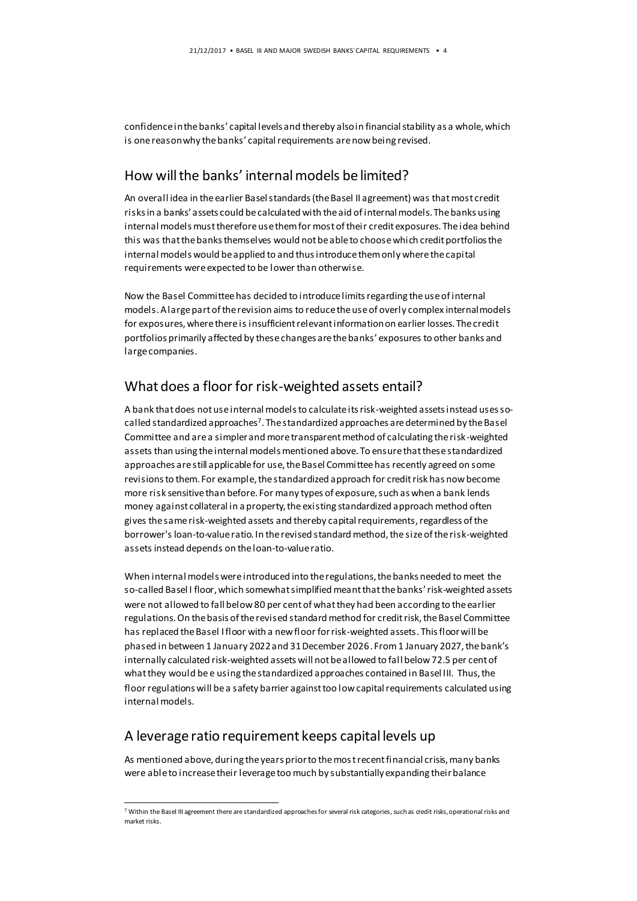confidence in the banks' capital levels and thereby also in financial stability as a whole, which is one reason why the banks' capital requirements are now being revised.

## How will the banks' internal models be limited?

An overall idea in the earlier Basel standards (the Basel II agreement) was that most credit risks in a banks' assets could be calculated with the aid of internal models. The banks using internal models must therefore use them for most of their credit exposures. The idea behind this was that the banks themselves would not be able to choose which credit portfolios the internal models would be applied to and thus introduce them only where the capital requirements were expected to be lower than otherwise.

Now the Basel Committee has decided to introduce limits regarding the use of internal models. A large part of the revision aims to reduce the use of overly complex internal models for exposures, where there is insufficient relevant information on earlier losses. The credit portfolios primarily affected by these changes are the banks' exposures to other banks and large companies.

## What does a floor for risk-weighted assets entail?

A bank that does not use internal models to calculate its risk-weighted assets instead uses so-called standardized approaches[7]. The standardized approaches are determined by the Basel Committee and are a simpler and more transparent method of calculating the risk-weighted assets than using the internal models mentioned above. To ensure that these standardized approaches are still applicable for use, the Basel Committee has recently agreed on some revisions to them. For example, the standardized approach for credit risk has now become more risk sensitive than before. For many types of exposure, such as when a bank lends money against collateral in a property, the existing standardized approach method often gives the same risk-weighted assets and thereby capital requirements, regardless of the borrower's loan-to-value ratio. In the revised standard method, the size of the risk-weighted assets instead depends on the loan-to-value ratio.

When internal models were introduced into the regulations, the banks needed to meet the so-called Basel I floor, which somewhat simplified meant that the banks' risk-weighted assets were not allowed to fall below 80 per cent of what they had been according to the earlier regulations. On the basis of the revised standard method for credit risk, the Basel Committee has replaced the Basel I floor with a new floor for risk-weighted assets. This floor will be phased in between 1 January 2022 and 31 December 2026. From 1 January 2027, the bank's internally calculated risk-weighted assets will not be allowed to fall below 72.5 per cent of what they would be e using the standardized approaches contained in Basel III. Thus, the floor regulations will be a safety barrier against too low capital requirements calculated using internal models.

## A leverage ratio requirement keeps capital levels up

As mentioned above, during the years prior to the most recent financial crisis, many banks were able to increase their leverage too much by substantially expanding their balance

---

[7] Within the Basel III agreement there are standardized approaches for several risk categories, such as credit risks, operational risks and market risks.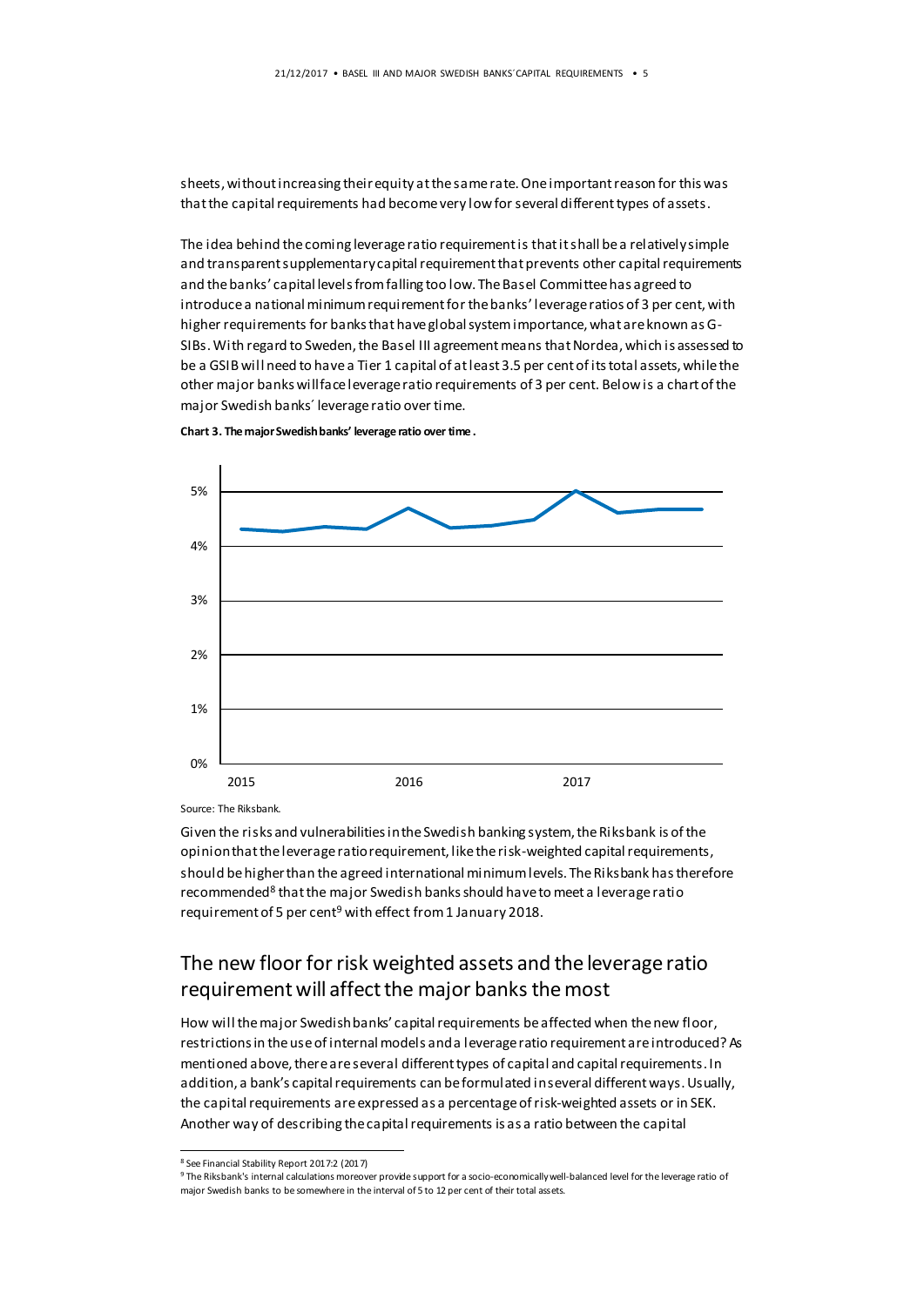sheets, without increasing their equity at the same rate. One important reason for this was that the capital requirements had become very low for several different types of assets.

The idea behind the coming leverage ratio requirement is that it shall be a relatively simple and transparent supplementary capital requirement that prevents other capital requirements and the banks' capital levels from falling too low. The Basel Committee has agreed to introduce a national minimum requirement for the banks' leverage ratios of 3 per cent, with higher requirements for banks that have global system importance, what are known as G-SIBs. With regard to Sweden, the Basel III agreement means that Nordea, which is assessed to be a GSIB will need to have a Tier 1 capital of at least 3.5 per cent of its total assets, while the other major banks will face leverage ratio requirements of 3 per cent. Below is a chart of the major Swedish banks´ leverage ratio over time.

**Chart 3. The major Swedish banks' leverage ratio over time .**

Source: The Riksbank.

Given the risks and vulnerabilities in the Swedish banking system, the Riksbank is of the opinion that the leverage ratio requirement, like the risk-weighted capital requirements, should be higher than the agreed international minimum levels. The Riksbank has therefore recommended[8] that the major Swedish banks should have to meet a leverage ratio requirement of 5 per cent[9] with effect from 1 January 2018.

## The new floor for risk weighted assets and the leverage ratio requirement will affect the major banks the most

How will the major Swedish banks' capital requirements be affected when the new floor, restrictions in the use of internal models and a leverage ratio requirement are introduced? As mentioned above, there are several different types of capital and capital requirements. In addition, a bank's capital requirements can be formulated in several different ways. Usually, the capital requirements are expressed as a percentage of risk-weighted assets or in SEK. Another way of describing the capital requirements is as a ratio between the capital

[8] See Financial Stability Report 2017:2 (2017)

[9] The Riksbank's internal calculations moreover provide support for a socio-economically well-balanced level for the leverage ratio of major Swedish banks to be somewhere in the interval of 5 to 12 per cent of their total assets.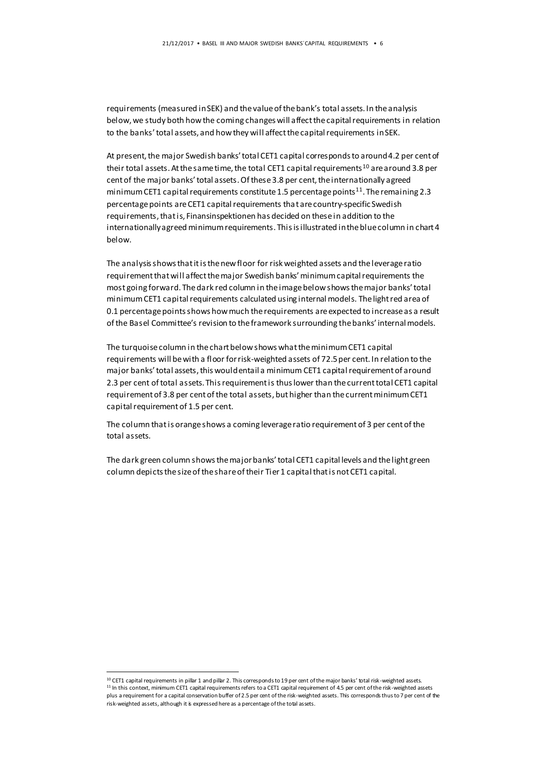requirements (measured in SEK) and the value of the bank's total assets. In the analysis below, we study both how the coming changes will affect the capital requirements in relation to the banks' total assets, and how they will affect the capital requirements in SEK.

At present, the major Swedish banks' total CET1 capital corresponds to around 4.2 per cent of their total assets. At the same time, the total CET1 capital requirements[10] are around 3.8 per cent of the major banks' total assets. Of these 3.8 per cent, the internationally agreed minimum CET1 capital requirements constitute 1.5 percentage points[11]. The remaining 2.3 percentage points are CET1 capital requirements that are country-specific Swedish requirements, that is, Finansinspektionen has decided on these in addition to the internationally agreed minimum requirements. This is illustrated in the blue column in chart 4 below.

The analysis shows that it is the new floor for risk weighted assets and the leverage ratio requirement that will affect the major Swedish banks' minimum capital requirements the most going forward. The dark red column in the image below shows the major banks' total minimum CET1 capital requirements calculated using internal models. The light red area of 0.1 percentage points shows how much the requirements are expected to increase as a result of the Basel Committee's revision to the framework surrounding the banks' internal models.

The turquoise column in the chart below shows what the minimum CET1 capital requirements will be with a floor for risk-weighted assets of 72.5 per cent. In relation to the major banks' total assets, this would entail a minimum CET1 capital requirement of around 2.3 per cent of total assets. This requirement is thus lower than the current total CET1 capital requirement of 3.8 per cent of the total assets, but higher than the current minimum CET1 capital requirement of 1.5 per cent.

The column that is orange shows a coming leverage ratio requirement of 3 per cent of the total assets.

The dark green column shows the major banks' total CET1 capital levels and the light green column depicts the size of the share of their Tier 1 capital that is not CET1 capital.

---

[10] CET1 capital requirements in pillar 1 and pillar 2. This corresponds to 19 per cent of the major banks' total risk-weighted assets.

[11] In this context, minimum CET1 capital requirements refers to a CET1 capital requirement of 4.5 per cent of the risk-weighted assets plus a requirement for a capital conservation buffer of 2.5 per cent of the risk-weighted assets. This corresponds thus to 7 per cent of the risk-weighted assets, although it is expressed here as a percentage of the total assets.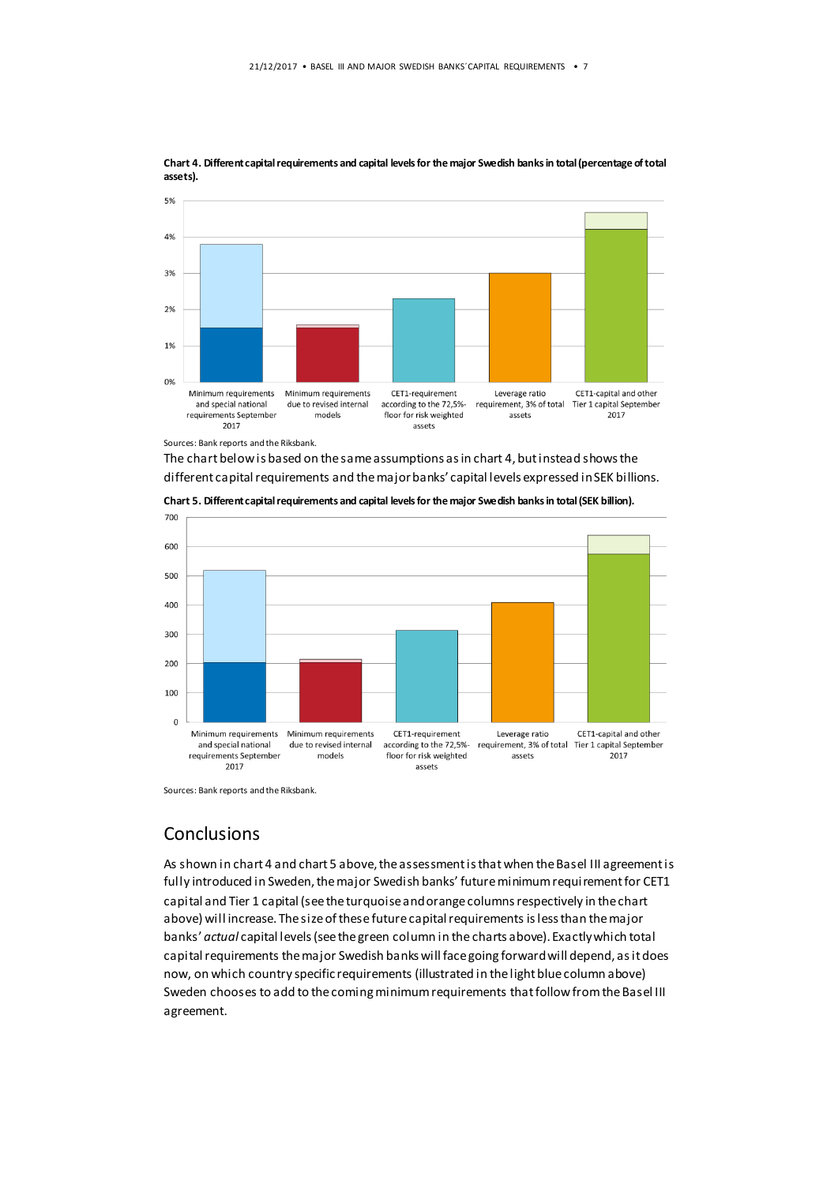**Chart 4. Different capital requirements and capital levels for the major Swedish banks in total (percentage of total assets).**

Sources: Bank reports and the Riksbank.

The chart below is based on the same assumptions as in chart 4, but instead shows the different capital requirements and the major banks' capital levels expressed in SEK billions.

**Chart 5. Different capital requirements and capital levels for the major Swedish banks in total (SEK billion).**

Sources: Bank reports and the Riksbank.

## Conclusions

As shown in chart 4 and chart 5 above, the assessment is that when the Basel III agreement is fully introduced in Sweden, the major Swedish banks' future minimum requirement for CET1 capital and Tier 1 capital (see the turquoise and orange columns respectively in the chart above) will increase. The size of these future capital requirements is less than the major banks' *actual* capital levels (see the green column in the charts above). Exactly which total capital requirements the major Swedish banks will face going forward will depend, as it does now, on which country specific requirements (illustrated in the light blue column above) Sweden chooses to add to the coming minimum requirements that follow from the Basel III agreement.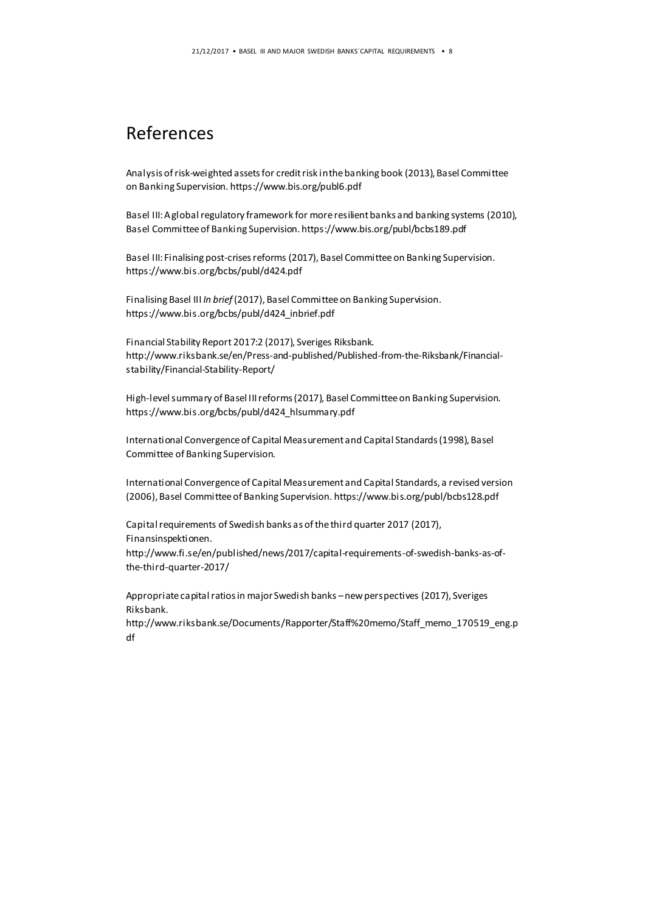# References

Analysis of risk-weighted assets for credit risk in the banking book (2013), Basel Committee on Banking Supervision. https://www.bis.org/publ6.pdf

Basel III: A global regulatory framework for more resilient banks and banking systems (2010), Basel Committee of Banking Supervision. https://www.bis.org/publ/bcbs189.pdf

Basel III: Finalising post-crises reforms (2017), Basel Committee on Banking Supervision. https://www.bis.org/bcbs/publ/d424.pdf

Finalising Basel III *In brief* (2017), Basel Committee on Banking Supervision. https://www.bis.org/bcbs/publ/d424_inbrief.pdf

Financial Stability Report 2017:2 (2017), Sveriges Riksbank. http://www.riksbank.se/en/Press-and-published/Published-from-the-Riksbank/Financial-stability/Financial-Stability-Report/

High-level summary of Basel III reforms (2017), Basel Committee on Banking Supervision. https://www.bis.org/bcbs/publ/d424_hlsummary.pdf

International Convergence of Capital Measurement and Capital Standards (1998), Basel Committee of Banking Supervision.

International Convergence of Capital Measurement and Capital Standards, a revised version (2006), Basel Committee of Banking Supervision. https://www.bis.org/publ/bcbs128.pdf

Capital requirements of Swedish banks as of the third quarter 2017 (2017), Finansinspektionen. http://www.fi.se/en/published/news/2017/capital-requirements-of-swedish-banks-as-of-the-third-quarter-2017/

Appropriate capital ratios in major Swedish banks – new perspectives (2017), Sveriges Riksbank. http://www.riksbank.se/Documents/Rapporter/Staff%20memo/Staff_memo_170519_eng.pdf